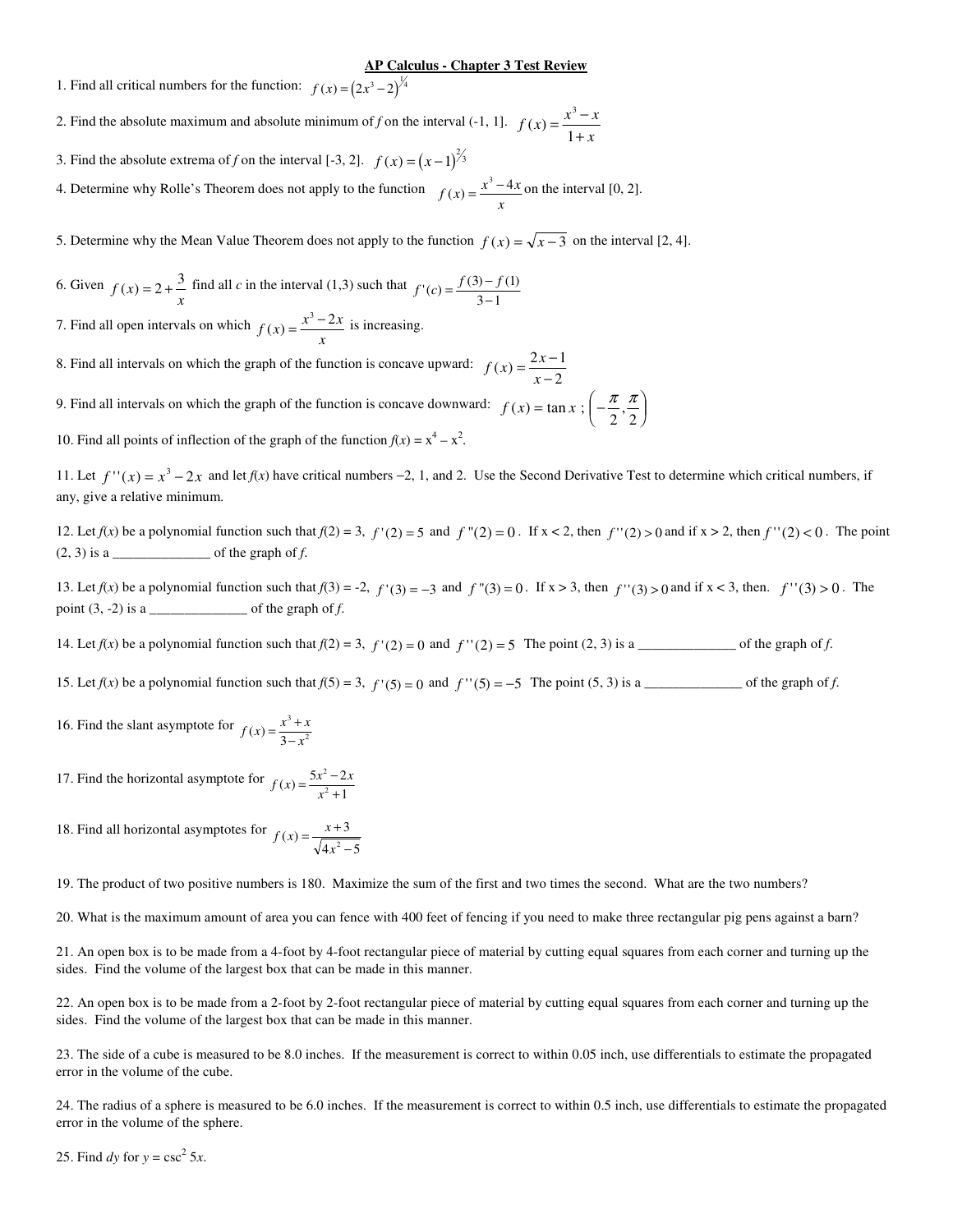# AP Calculus - Chapter 3 Test Review

1. Find all critical numbers for the function: $f(x) = (2x^3 - 2)^{1/4}$

2. Find the absolute maximum and absolute minimum of *f* on the interval (-1, 1]. $f(x) = \dfrac{x^3 - x}{1 + x}$

3. Find the absolute extrema of *f* on the interval [-3, 2]. $f(x) = (x-1)^{2/3}$

4. Determine why Rolle's Theorem does not apply to the function $f(x) = \dfrac{x^3 - 4x}{x}$ on the interval [0, 2].

5. Determine why the Mean Value Theorem does not apply to the function $f(x) = \sqrt{x-3}$ on the interval [2, 4].

6. Given $f(x) = 2 + \dfrac{3}{x}$ find all *c* in the interval (1,3) such that $f'(c) = \dfrac{f(3) - f(1)}{3 - 1}$

7. Find all open intervals on which $f(x) = \dfrac{x^3 - 2x}{x}$ is increasing.

8. Find all intervals on which the graph of the function is concave upward: $f(x) = \dfrac{2x - 1}{x - 2}$

9. Find all intervals on which the graph of the function is concave downward: $f(x) = \tan x$ ; $\left(-\dfrac{\pi}{2}, \dfrac{\pi}{2}\right)$

10. Find all points of inflection of the graph of the function $f(x) = x^4 - x^2$.

11. Let $f''(x) = x^3 - 2x$ and let *f*(*x*) have critical numbers −2, 1, and 2. Use the Second Derivative Test to determine which critical numbers, if any, give a relative minimum.

12. Let *f*(*x*) be a polynomial function such that *f*(2) = 3, $f'(2) = 5$ and $f''(2) = 0$. If x < 2, then $f''(2) > 0$ and if x > 2, then $f''(2) < 0$. The point (2, 3) is a ______________ of the graph of *f*.

13. Let *f*(*x*) be a polynomial function such that *f*(3) = -2, $f'(3) = -3$ and $f''(3) = 0$. If x > 3, then $f''(3) > 0$ and if x < 3, then. $f''(3) > 0$. The point (3, -2) is a ______________ of the graph of *f*.

14. Let *f*(*x*) be a polynomial function such that *f*(2) = 3, $f'(2) = 0$ and $f''(2) = 5$ The point (2, 3) is a ______________ of the graph of *f*.

15. Let *f*(*x*) be a polynomial function such that *f*(5) = 3, $f'(5) = 0$ and $f''(5) = -5$ The point (5, 3) is a ______________ of the graph of *f*.

16. Find the slant asymptote for $f(x) = \dfrac{x^3 + x}{3 - x^2}$

17. Find the horizontal asymptote for $f(x) = \dfrac{5x^2 - 2x}{x^2 + 1}$

18. Find all horizontal asymptotes for $f(x) = \dfrac{x + 3}{\sqrt{4x^2 - 5}}$

19. The product of two positive numbers is 180. Maximize the sum of the first and two times the second. What are the two numbers?

20. What is the maximum amount of area you can fence with 400 feet of fencing if you need to make three rectangular pig pens against a barn?

21. An open box is to be made from a 4-foot by 4-foot rectangular piece of material by cutting equal squares from each corner and turning up the sides. Find the volume of the largest box that can be made in this manner.

22. An open box is to be made from a 2-foot by 2-foot rectangular piece of material by cutting equal squares from each corner and turning up the sides. Find the volume of the largest box that can be made in this manner.

23. The side of a cube is measured to be 8.0 inches. If the measurement is correct to within 0.05 inch, use differentials to estimate the propagated error in the volume of the cube.

24. The radius of a sphere is measured to be 6.0 inches. If the measurement is correct to within 0.5 inch, use differentials to estimate the propagated error in the volume of the sphere.

25. Find *dy* for $y = \csc^2 5x$.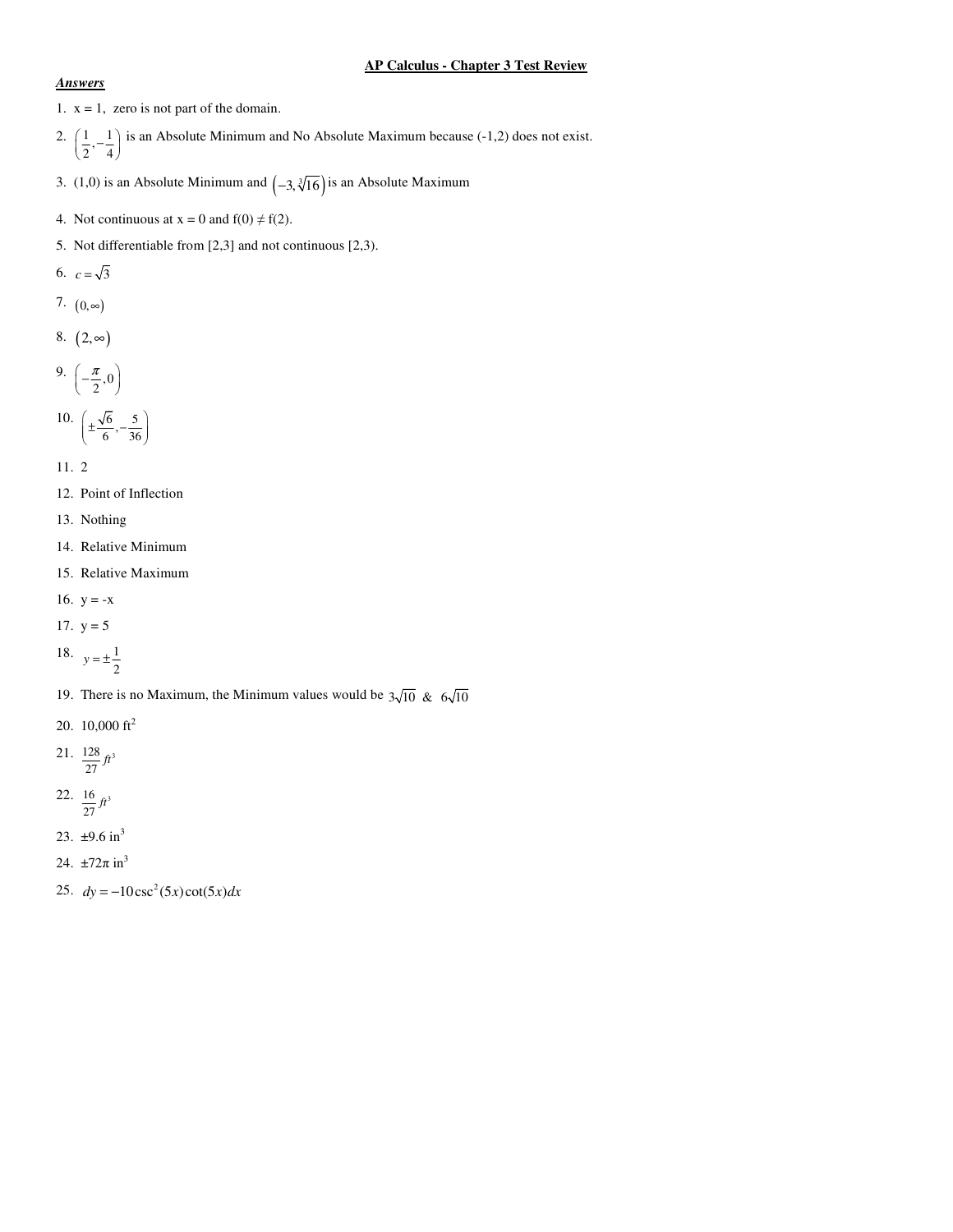# AP Calculus - Chapter 3 Test Review

***Answers***

1. x = 1, zero is not part of the domain.
2. $\left(\frac{1}{2},-\frac{1}{4}\right)$ is an Absolute Minimum and No Absolute Maximum because (-1,2) does not exist.
3. (1,0) is an Absolute Minimum and $\left(-3,\sqrt[3]{16}\right)$ is an Absolute Maximum
4. Not continuous at x = 0 and f(0) ≠ f(2).
5. Not differentiable from [2,3] and not continuous [2,3).
6. $c=\sqrt{3}$
7. $(0,\infty)$
8. $(2,\infty)$
9. $\left(-\frac{\pi}{2},0\right)$
10. $\left(\pm\frac{\sqrt{6}}{6},-\frac{5}{36}\right)$
11. 2
12. Point of Inflection
13. Nothing
14. Relative Minimum
15. Relative Maximum
16. y = -x
17. y = 5
18. $y=\pm\frac{1}{2}$
19. There is no Maximum, the Minimum values would be $3\sqrt{10}$ & $6\sqrt{10}$
20. 10,000 $ft^2$
21. $\frac{128}{27}ft^3$
22. $\frac{16}{27}ft^3$
23. ±9.6 $in^3$
24. $\pm 72\pi$ $in^3$
25. $dy=-10\csc^2(5x)\cot(5x)dx$